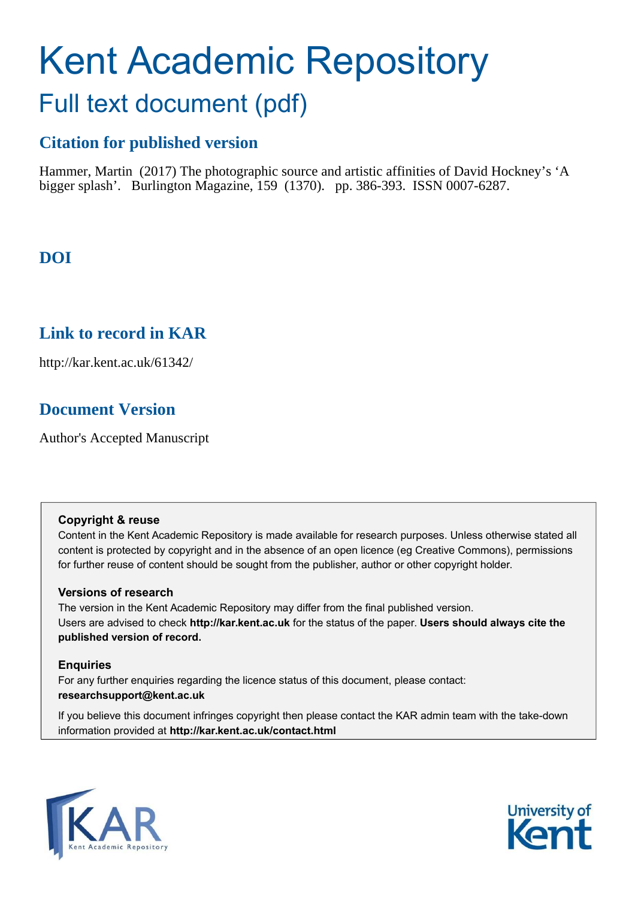# Kent Academic Repository

## Full text document (pdf)

### Citation for published version

Hammer, Martin (2017) The photographic source and artistic affinities of David Hockney's 'A bigger splash'. Burlington Magazine, 159 (1370). pp. 386-393. ISSN 0007-6287.

### DOI

### Link to record in KAR

http://kar.kent.ac.uk/61342/

### Document Version

Author's Accepted Manuscript

**Copyright & reuse**

Content in the Kent Academic Repository is made available for research purposes. Unless otherwise stated all content is protected by copyright and in the absence of an open licence (eg Creative Commons), permissions for further reuse of content should be sought from the publisher, author or other copyright holder.

**Versions of research**

The version in the Kent Academic Repository may differ from the final published version. Users are advised to check **http://kar.kent.ac.uk** for the status of the paper. **Users should always cite the published version of record.**

**Enquiries**

For any further enquiries regarding the licence status of this document, please contact: **researchsupport@kent.ac.uk**

If you believe this document infringes copyright then please contact the KAR admin team with the take-down information provided at **http://kar.kent.ac.uk/contact.html**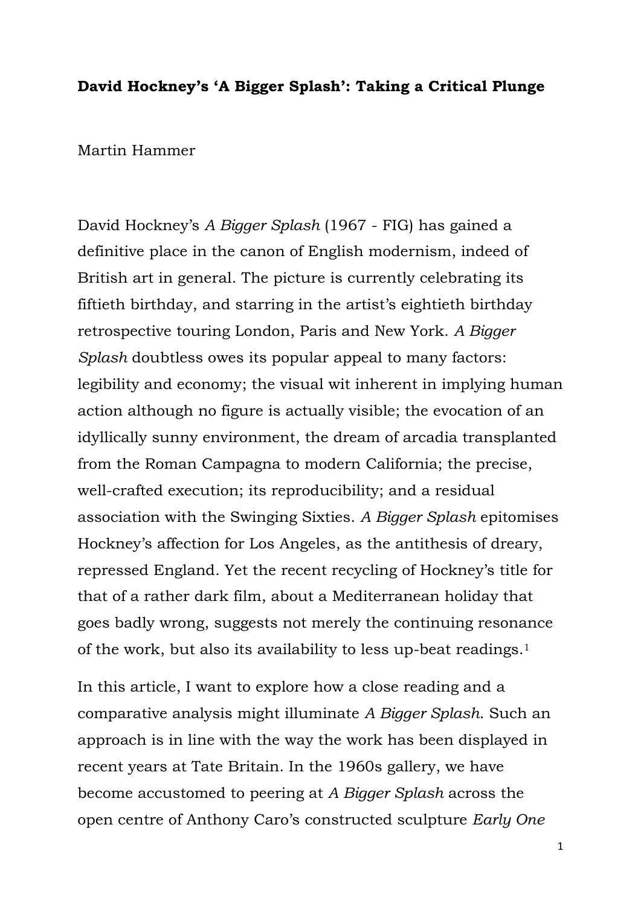**David Hockney's 'A Bigger Splash': Taking a Critical Plunge**

Martin Hammer

David Hockney's *A Bigger Splash* (1967 - FIG) has gained a definitive place in the canon of English modernism, indeed of British art in general. The picture is currently celebrating its fiftieth birthday, and starring in the artist's eightieth birthday retrospective touring London, Paris and New York. *A Bigger Splash* doubtless owes its popular appeal to many factors: legibility and economy; the visual wit inherent in implying human action although no figure is actually visible; the evocation of an idyllically sunny environment, the dream of arcadia transplanted from the Roman Campagna to modern California; the precise, well-crafted execution; its reproducibility; and a residual association with the Swinging Sixties. *A Bigger Splash* epitomises Hockney's affection for Los Angeles, as the antithesis of dreary, repressed England. Yet the recent recycling of Hockney's title for that of a rather dark film, about a Mediterranean holiday that goes badly wrong, suggests not merely the continuing resonance of the work, but also its availability to less up-beat readings.[1]

In this article, I want to explore how a close reading and a comparative analysis might illuminate *A Bigger Splash*. Such an approach is in line with the way the work has been displayed in recent years at Tate Britain. In the 1960s gallery, we have become accustomed to peering at *A Bigger Splash* across the open centre of Anthony Caro's constructed sculpture *Early One*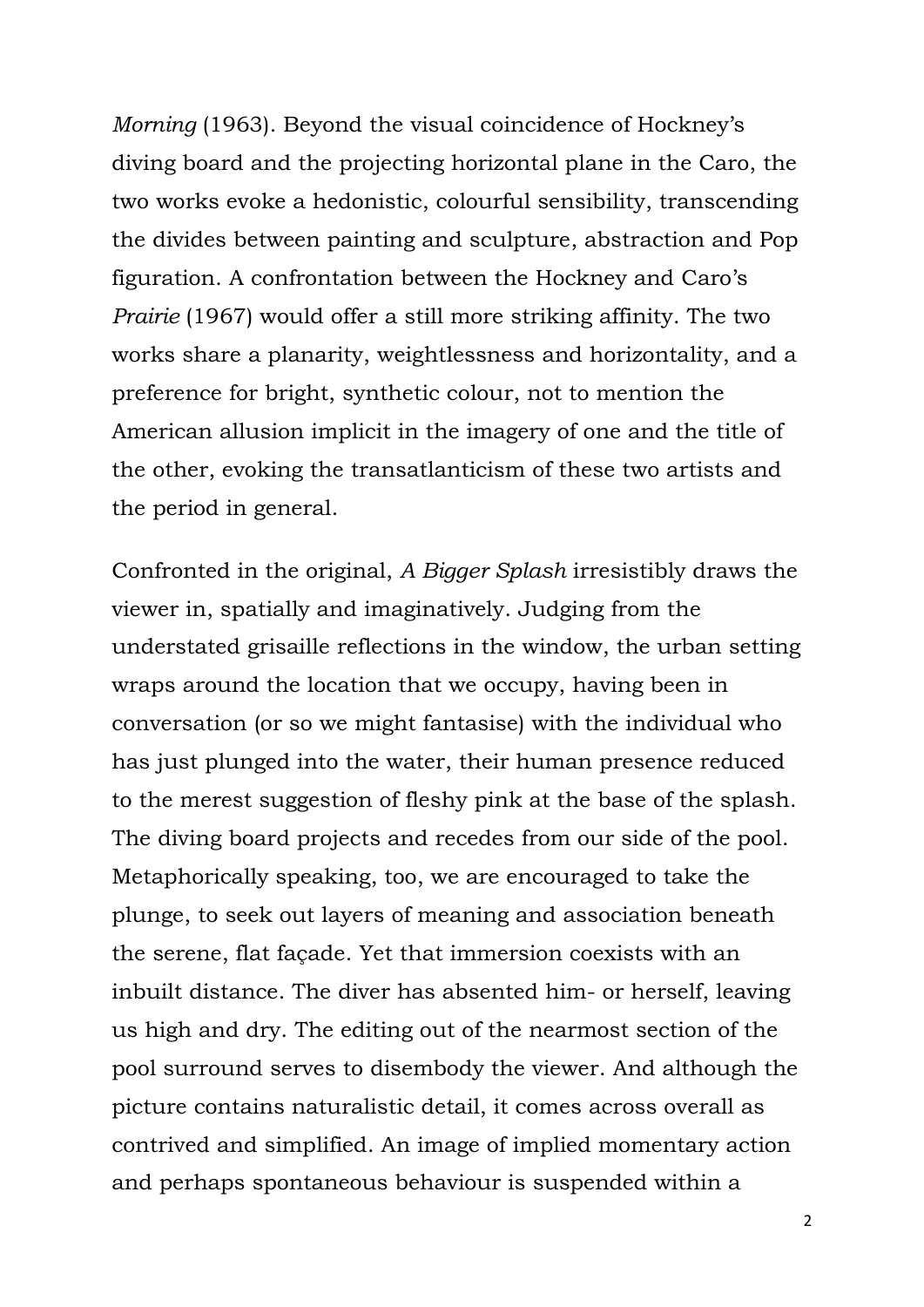*Morning* (1963). Beyond the visual coincidence of Hockney's diving board and the projecting horizontal plane in the Caro, the two works evoke a hedonistic, colourful sensibility, transcending the divides between painting and sculpture, abstraction and Pop figuration. A confrontation between the Hockney and Caro's *Prairie* (1967) would offer a still more striking affinity. The two works share a planarity, weightlessness and horizontality, and a preference for bright, synthetic colour, not to mention the American allusion implicit in the imagery of one and the title of the other, evoking the transatlanticism of these two artists and the period in general.

Confronted in the original, *A Bigger Splash* irresistibly draws the viewer in, spatially and imaginatively. Judging from the understated grisaille reflections in the window, the urban setting wraps around the location that we occupy, having been in conversation (or so we might fantasise) with the individual who has just plunged into the water, their human presence reduced to the merest suggestion of fleshy pink at the base of the splash. The diving board projects and recedes from our side of the pool. Metaphorically speaking, too, we are encouraged to take the plunge, to seek out layers of meaning and association beneath the serene, flat façade. Yet that immersion coexists with an inbuilt distance. The diver has absented him- or herself, leaving us high and dry. The editing out of the nearmost section of the pool surround serves to disembody the viewer. And although the picture contains naturalistic detail, it comes across overall as contrived and simplified. An image of implied momentary action and perhaps spontaneous behaviour is suspended within a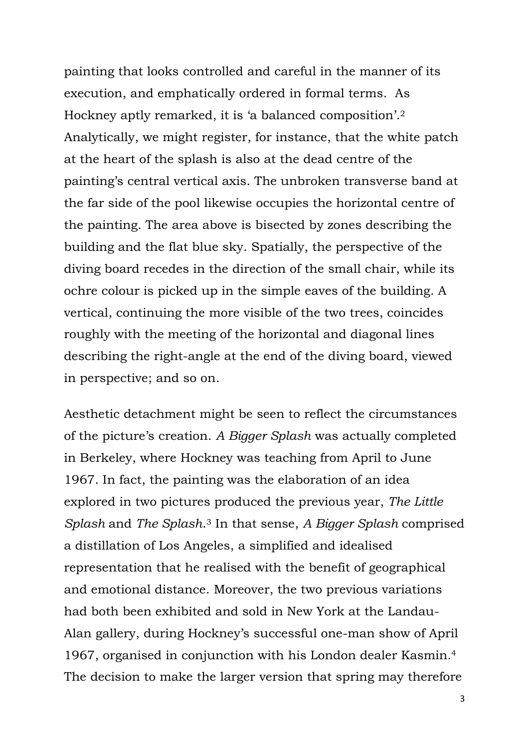painting that looks controlled and careful in the manner of its execution, and emphatically ordered in formal terms. As Hockney aptly remarked, it is 'a balanced composition'.[2] Analytically, we might register, for instance, that the white patch at the heart of the splash is also at the dead centre of the painting's central vertical axis. The unbroken transverse band at the far side of the pool likewise occupies the horizontal centre of the painting. The area above is bisected by zones describing the building and the flat blue sky. Spatially, the perspective of the diving board recedes in the direction of the small chair, while its ochre colour is picked up in the simple eaves of the building. A vertical, continuing the more visible of the two trees, coincides roughly with the meeting of the horizontal and diagonal lines describing the right-angle at the end of the diving board, viewed in perspective; and so on.

Aesthetic detachment might be seen to reflect the circumstances of the picture's creation. *A Bigger Splash* was actually completed in Berkeley, where Hockney was teaching from April to June 1967. In fact, the painting was the elaboration of an idea explored in two pictures produced the previous year, *The Little Splash* and *The Splash*.[3] In that sense, *A Bigger Splash* comprised a distillation of Los Angeles, a simplified and idealised representation that he realised with the benefit of geographical and emotional distance. Moreover, the two previous variations had both been exhibited and sold in New York at the Landau-Alan gallery, during Hockney's successful one-man show of April 1967, organised in conjunction with his London dealer Kasmin.[4] The decision to make the larger version that spring may therefore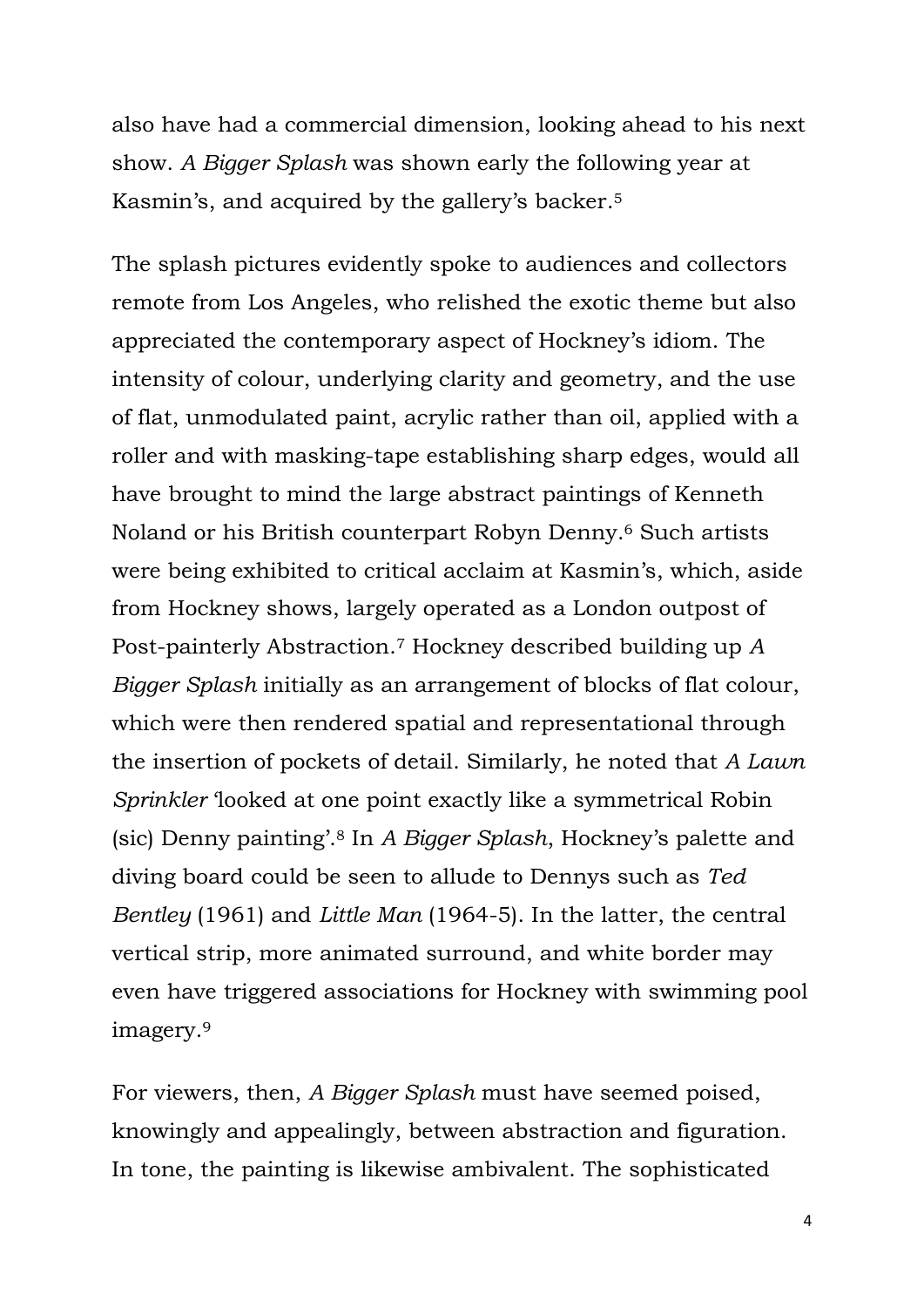also have had a commercial dimension, looking ahead to his next show. *A Bigger Splash* was shown early the following year at Kasmin's, and acquired by the gallery's backer.[5]

The splash pictures evidently spoke to audiences and collectors remote from Los Angeles, who relished the exotic theme but also appreciated the contemporary aspect of Hockney's idiom. The intensity of colour, underlying clarity and geometry, and the use of flat, unmodulated paint, acrylic rather than oil, applied with a roller and with masking-tape establishing sharp edges, would all have brought to mind the large abstract paintings of Kenneth Noland or his British counterpart Robyn Denny.[6] Such artists were being exhibited to critical acclaim at Kasmin's, which, aside from Hockney shows, largely operated as a London outpost of Post-painterly Abstraction.[7] Hockney described building up *A Bigger Splash* initially as an arrangement of blocks of flat colour, which were then rendered spatial and representational through the insertion of pockets of detail. Similarly, he noted that *A Lawn Sprinkler* 'looked at one point exactly like a symmetrical Robin (sic) Denny painting'.[8] In *A Bigger Splash*, Hockney's palette and diving board could be seen to allude to Dennys such as *Ted Bentley* (1961) and *Little Man* (1964-5). In the latter, the central vertical strip, more animated surround, and white border may even have triggered associations for Hockney with swimming pool imagery.[9]

For viewers, then, *A Bigger Splash* must have seemed poised, knowingly and appealingly, between abstraction and figuration. In tone, the painting is likewise ambivalent. The sophisticated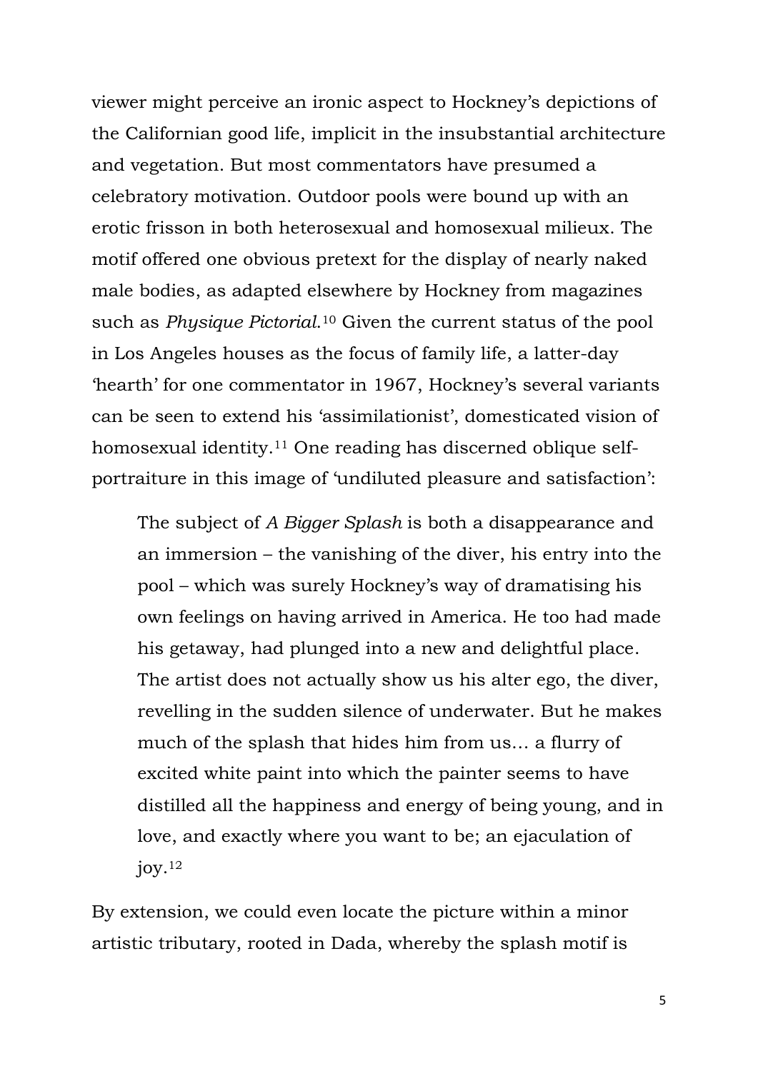viewer might perceive an ironic aspect to Hockney's depictions of the Californian good life, implicit in the insubstantial architecture and vegetation. But most commentators have presumed a celebratory motivation. Outdoor pools were bound up with an erotic frisson in both heterosexual and homosexual milieux. The motif offered one obvious pretext for the display of nearly naked male bodies, as adapted elsewhere by Hockney from magazines such as *Physique Pictorial*.[10] Given the current status of the pool in Los Angeles houses as the focus of family life, a latter-day 'hearth' for one commentator in 1967, Hockney's several variants can be seen to extend his 'assimilationist', domesticated vision of homosexual identity.[11] One reading has discerned oblique self-portraiture in this image of 'undiluted pleasure and satisfaction':

> The subject of *A Bigger Splash* is both a disappearance and an immersion – the vanishing of the diver, his entry into the pool – which was surely Hockney's way of dramatising his own feelings on having arrived in America. He too had made his getaway, had plunged into a new and delightful place. The artist does not actually show us his alter ego, the diver, revelling in the sudden silence of underwater. But he makes much of the splash that hides him from us… a flurry of excited white paint into which the painter seems to have distilled all the happiness and energy of being young, and in love, and exactly where you want to be; an ejaculation of joy.[12]

By extension, we could even locate the picture within a minor artistic tributary, rooted in Dada, whereby the splash motif is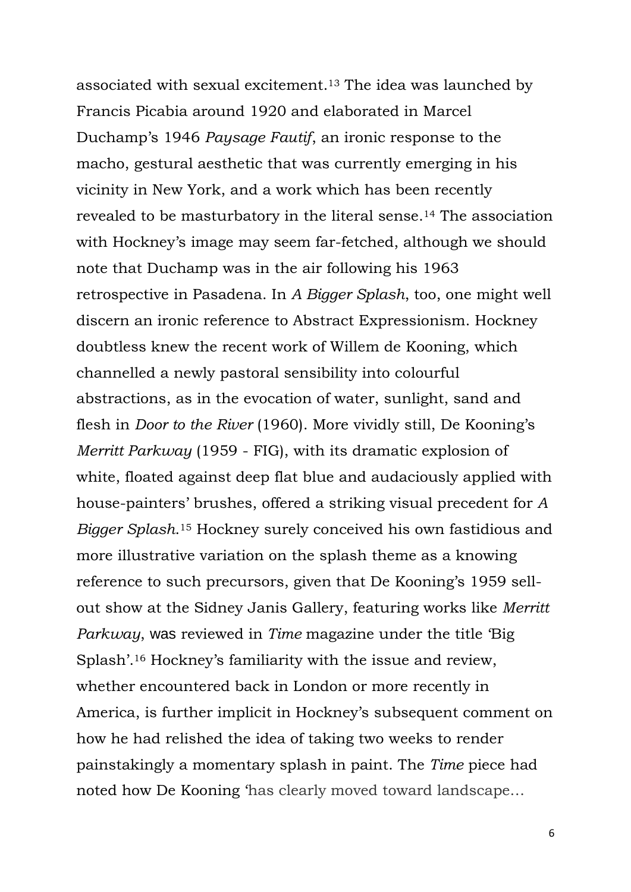associated with sexual excitement.[13] The idea was launched by Francis Picabia around 1920 and elaborated in Marcel Duchamp's 1946 *Paysage Fautif*, an ironic response to the macho, gestural aesthetic that was currently emerging in his vicinity in New York, and a work which has been recently revealed to be masturbatory in the literal sense.[14] The association with Hockney's image may seem far-fetched, although we should note that Duchamp was in the air following his 1963 retrospective in Pasadena. In *A Bigger Splash*, too, one might well discern an ironic reference to Abstract Expressionism. Hockney doubtless knew the recent work of Willem de Kooning, which channelled a newly pastoral sensibility into colourful abstractions, as in the evocation of water, sunlight, sand and flesh in *Door to the River* (1960). More vividly still, De Kooning's *Merritt Parkway* (1959 - FIG), with its dramatic explosion of white, floated against deep flat blue and audaciously applied with house-painters' brushes, offered a striking visual precedent for *A Bigger Splash.*[15] Hockney surely conceived his own fastidious and more illustrative variation on the splash theme as a knowing reference to such precursors, given that De Kooning's 1959 sell-out show at the Sidney Janis Gallery, featuring works like *Merritt Parkway*, was reviewed in *Time* magazine under the title 'Big Splash'.[16] Hockney's familiarity with the issue and review, whether encountered back in London or more recently in America, is further implicit in Hockney's subsequent comment on how he had relished the idea of taking two weeks to render painstakingly a momentary splash in paint. The *Time* piece had noted how De Kooning 'has clearly moved toward landscape…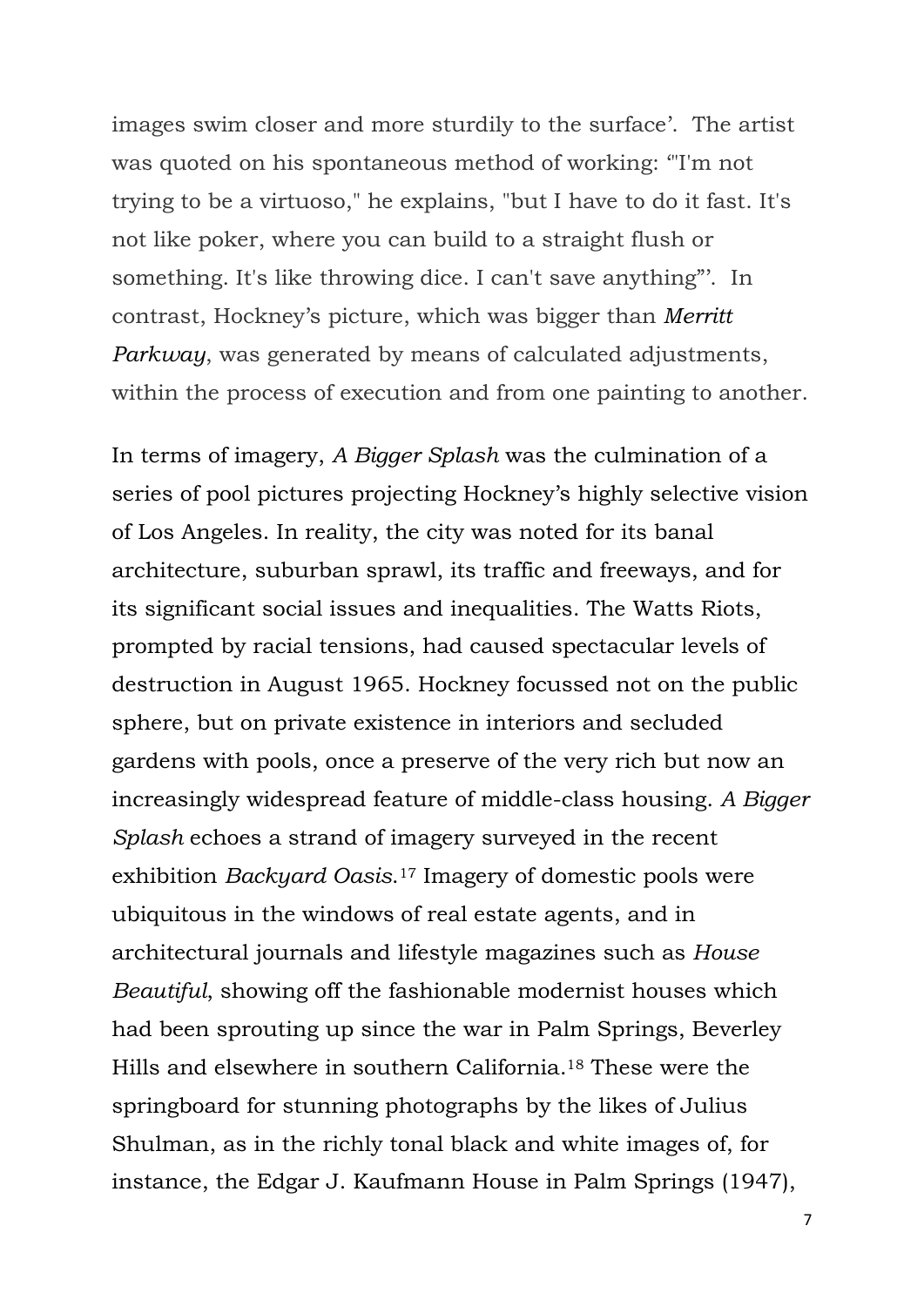images swim closer and more sturdily to the surface'. The artist was quoted on his spontaneous method of working: '"I'm not trying to be a virtuoso," he explains, "but I have to do it fast. It's not like poker, where you can build to a straight flush or something. It's like throwing dice. I can't save anything"'. In contrast, Hockney's picture, which was bigger than *Merritt Parkway*, was generated by means of calculated adjustments, within the process of execution and from one painting to another.

In terms of imagery, *A Bigger Splash* was the culmination of a series of pool pictures projecting Hockney's highly selective vision of Los Angeles. In reality, the city was noted for its banal architecture, suburban sprawl, its traffic and freeways, and for its significant social issues and inequalities. The Watts Riots, prompted by racial tensions, had caused spectacular levels of destruction in August 1965. Hockney focussed not on the public sphere, but on private existence in interiors and secluded gardens with pools, once a preserve of the very rich but now an increasingly widespread feature of middle-class housing. *A Bigger Splash* echoes a strand of imagery surveyed in the recent exhibition *Backyard Oasis*.[17] Imagery of domestic pools were ubiquitous in the windows of real estate agents, and in architectural journals and lifestyle magazines such as *House Beautiful*, showing off the fashionable modernist houses which had been sprouting up since the war in Palm Springs, Beverley Hills and elsewhere in southern California.[18] These were the springboard for stunning photographs by the likes of Julius Shulman, as in the richly tonal black and white images of, for instance, the Edgar J. Kaufmann House in Palm Springs (1947),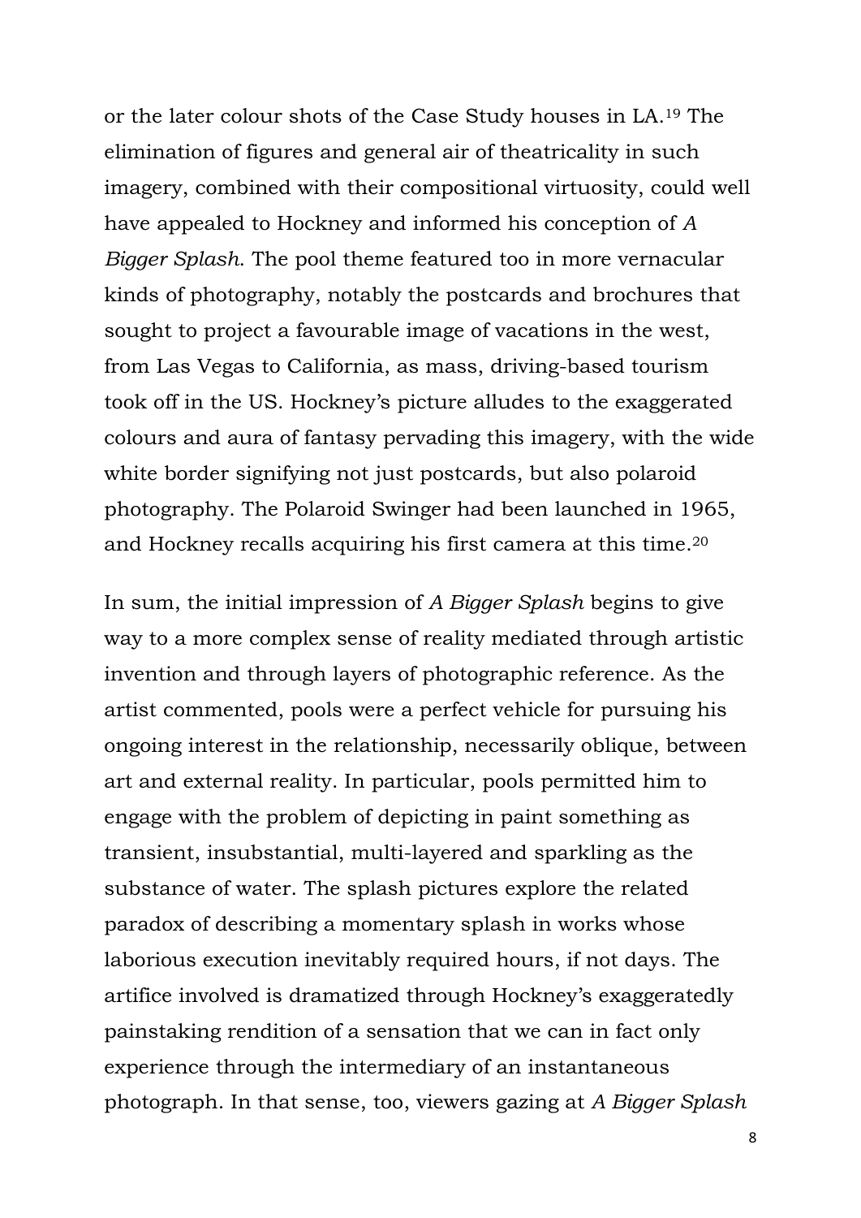or the later colour shots of the Case Study houses in LA.[19] The elimination of figures and general air of theatricality in such imagery, combined with their compositional virtuosity, could well have appealed to Hockney and informed his conception of *A Bigger Splash*. The pool theme featured too in more vernacular kinds of photography, notably the postcards and brochures that sought to project a favourable image of vacations in the west, from Las Vegas to California, as mass, driving-based tourism took off in the US. Hockney's picture alludes to the exaggerated colours and aura of fantasy pervading this imagery, with the wide white border signifying not just postcards, but also polaroid photography. The Polaroid Swinger had been launched in 1965, and Hockney recalls acquiring his first camera at this time.[20]

In sum, the initial impression of *A Bigger Splash* begins to give way to a more complex sense of reality mediated through artistic invention and through layers of photographic reference. As the artist commented, pools were a perfect vehicle for pursuing his ongoing interest in the relationship, necessarily oblique, between art and external reality. In particular, pools permitted him to engage with the problem of depicting in paint something as transient, insubstantial, multi-layered and sparkling as the substance of water. The splash pictures explore the related paradox of describing a momentary splash in works whose laborious execution inevitably required hours, if not days. The artifice involved is dramatized through Hockney's exaggeratedly painstaking rendition of a sensation that we can in fact only experience through the intermediary of an instantaneous photograph. In that sense, too, viewers gazing at *A Bigger Splash*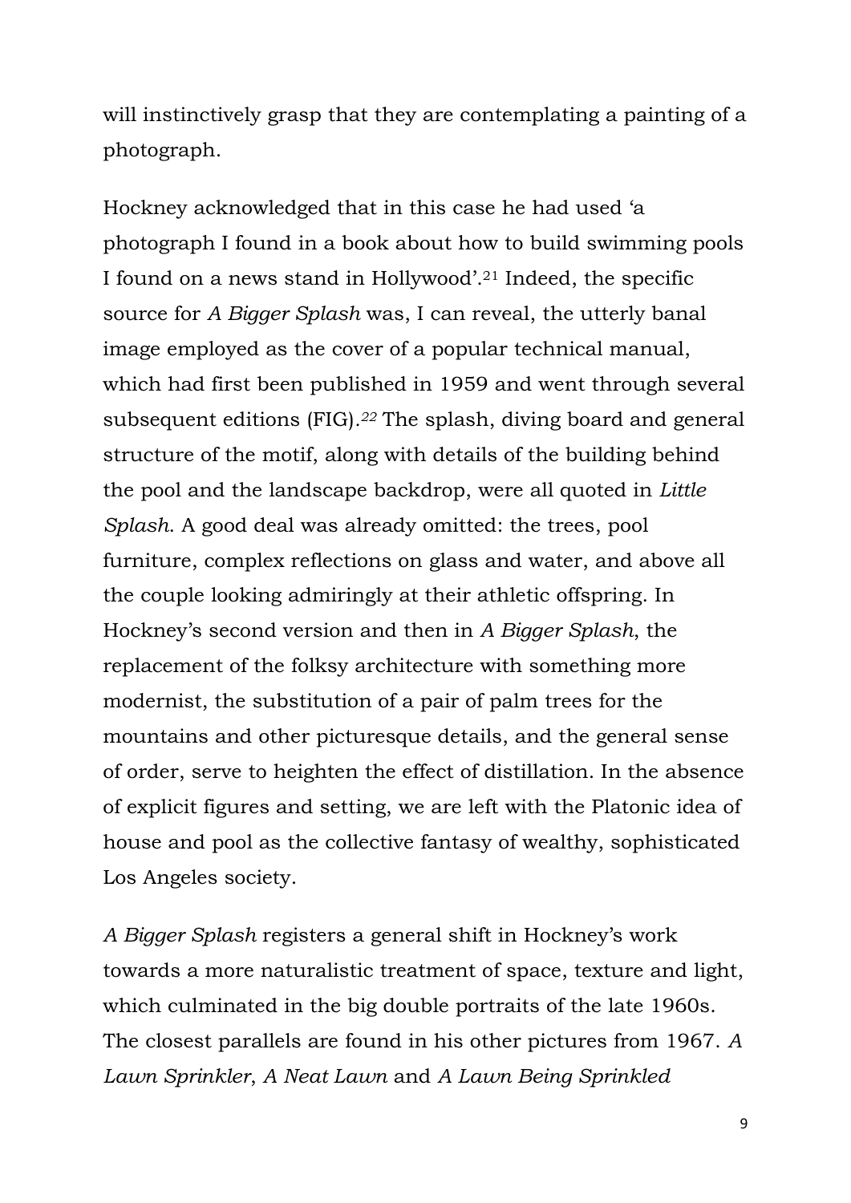will instinctively grasp that they are contemplating a painting of a photograph.

Hockney acknowledged that in this case he had used 'a photograph I found in a book about how to build swimming pools I found on a news stand in Hollywood'.[21] Indeed, the specific source for *A Bigger Splash* was, I can reveal, the utterly banal image employed as the cover of a popular technical manual, which had first been published in 1959 and went through several subsequent editions (FIG).[22] The splash, diving board and general structure of the motif, along with details of the building behind the pool and the landscape backdrop, were all quoted in *Little Splash*. A good deal was already omitted: the trees, pool furniture, complex reflections on glass and water, and above all the couple looking admiringly at their athletic offspring. In Hockney's second version and then in *A Bigger Splash*, the replacement of the folksy architecture with something more modernist, the substitution of a pair of palm trees for the mountains and other picturesque details, and the general sense of order, serve to heighten the effect of distillation. In the absence of explicit figures and setting, we are left with the Platonic idea of house and pool as the collective fantasy of wealthy, sophisticated Los Angeles society.

*A Bigger Splash* registers a general shift in Hockney's work towards a more naturalistic treatment of space, texture and light, which culminated in the big double portraits of the late 1960s. The closest parallels are found in his other pictures from 1967. *A Lawn Sprinkler*, *A Neat Lawn* and *A Lawn Being Sprinkled*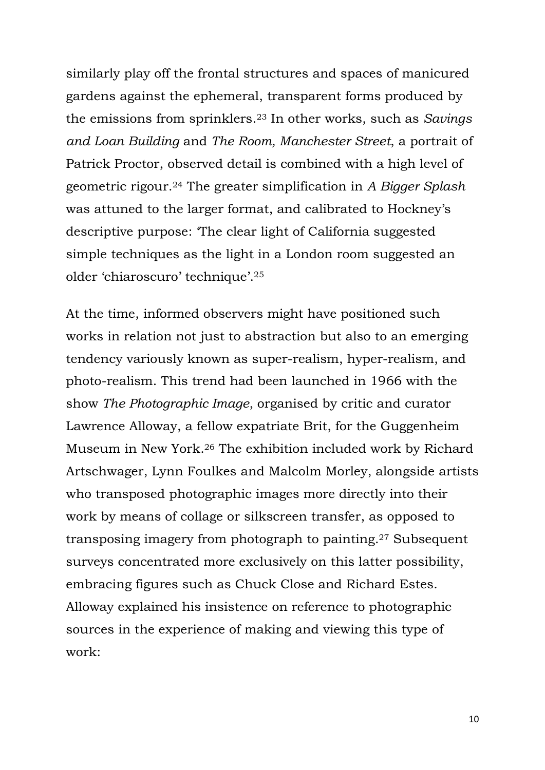similarly play off the frontal structures and spaces of manicured gardens against the ephemeral, transparent forms produced by the emissions from sprinklers.[23] In other works, such as *Savings and Loan Building* and *The Room, Manchester Street*, a portrait of Patrick Proctor, observed detail is combined with a high level of geometric rigour.[24] The greater simplification in *A Bigger Splash* was attuned to the larger format, and calibrated to Hockney's descriptive purpose: 'The clear light of California suggested simple techniques as the light in a London room suggested an older 'chiaroscuro' technique'.[25]

At the time, informed observers might have positioned such works in relation not just to abstraction but also to an emerging tendency variously known as super-realism, hyper-realism, and photo-realism. This trend had been launched in 1966 with the show *The Photographic Image*, organised by critic and curator Lawrence Alloway, a fellow expatriate Brit, for the Guggenheim Museum in New York.[26] The exhibition included work by Richard Artschwager, Lynn Foulkes and Malcolm Morley, alongside artists who transposed photographic images more directly into their work by means of collage or silkscreen transfer, as opposed to transposing imagery from photograph to painting.[27] Subsequent surveys concentrated more exclusively on this latter possibility, embracing figures such as Chuck Close and Richard Estes. Alloway explained his insistence on reference to photographic sources in the experience of making and viewing this type of work: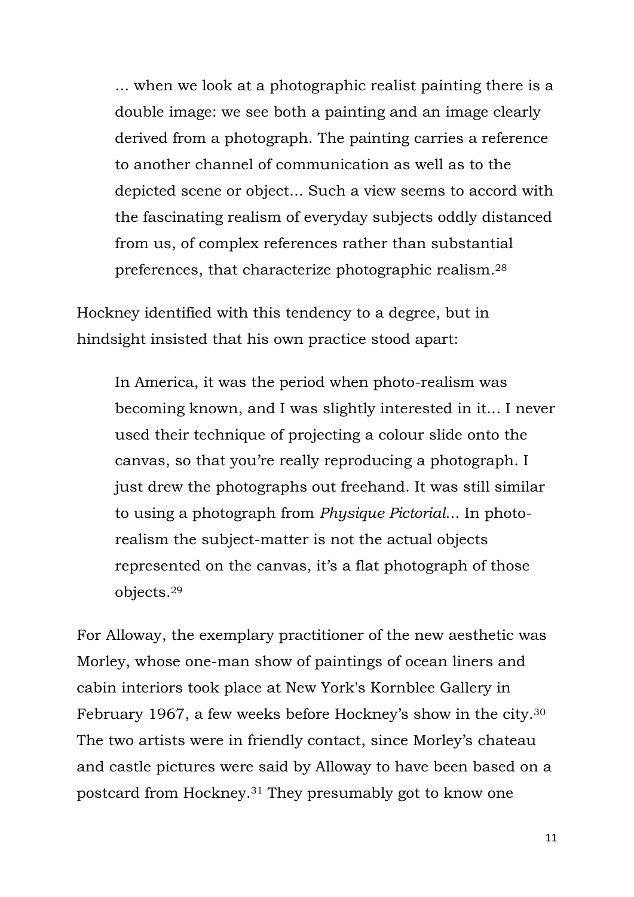> … when we look at a photographic realist painting there is a double image: we see both a painting and an image clearly derived from a photograph. The painting carries a reference to another channel of communication as well as to the depicted scene or object… Such a view seems to accord with the fascinating realism of everyday subjects oddly distanced from us, of complex references rather than substantial preferences, that characterize photographic realism.[28]

Hockney identified with this tendency to a degree, but in hindsight insisted that his own practice stood apart:

> In America, it was the period when photo-realism was becoming known, and I was slightly interested in it… I never used their technique of projecting a colour slide onto the canvas, so that you're really reproducing a photograph. I just drew the photographs out freehand. It was still similar to using a photograph from *Physique Pictorial*… In photo-realism the subject-matter is not the actual objects represented on the canvas, it's a flat photograph of those objects.[29]

For Alloway, the exemplary practitioner of the new aesthetic was Morley, whose one-man show of paintings of ocean liners and cabin interiors took place at New York's Kornblee Gallery in February 1967, a few weeks before Hockney's show in the city.[30] The two artists were in friendly contact, since Morley's chateau and castle pictures were said by Alloway to have been based on a postcard from Hockney.[31] They presumably got to know one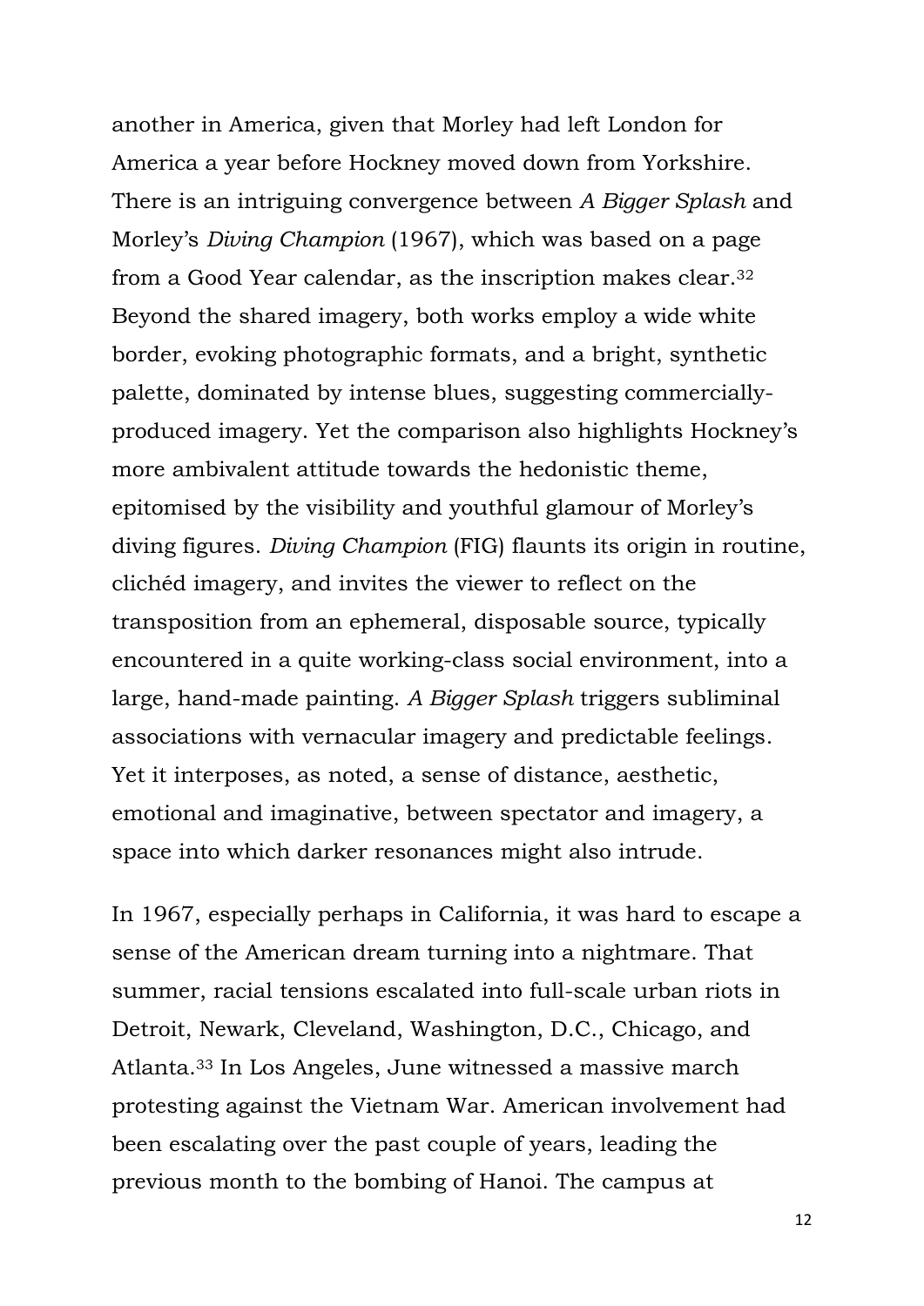another in America, given that Morley had left London for America a year before Hockney moved down from Yorkshire. There is an intriguing convergence between *A Bigger Splash* and Morley's *Diving Champion* (1967), which was based on a page from a Good Year calendar, as the inscription makes clear.[32] Beyond the shared imagery, both works employ a wide white border, evoking photographic formats, and a bright, synthetic palette, dominated by intense blues, suggesting commercially-produced imagery. Yet the comparison also highlights Hockney's more ambivalent attitude towards the hedonistic theme, epitomised by the visibility and youthful glamour of Morley's diving figures. *Diving Champion* (FIG) flaunts its origin in routine, clichéd imagery, and invites the viewer to reflect on the transposition from an ephemeral, disposable source, typically encountered in a quite working-class social environment, into a large, hand-made painting. *A Bigger Splash* triggers subliminal associations with vernacular imagery and predictable feelings. Yet it interposes, as noted, a sense of distance, aesthetic, emotional and imaginative, between spectator and imagery, a space into which darker resonances might also intrude.

In 1967, especially perhaps in California, it was hard to escape a sense of the American dream turning into a nightmare. That summer, racial tensions escalated into full-scale urban riots in Detroit, Newark, Cleveland, Washington, D.C., Chicago, and Atlanta.[33] In Los Angeles, June witnessed a massive march protesting against the Vietnam War. American involvement had been escalating over the past couple of years, leading the previous month to the bombing of Hanoi. The campus at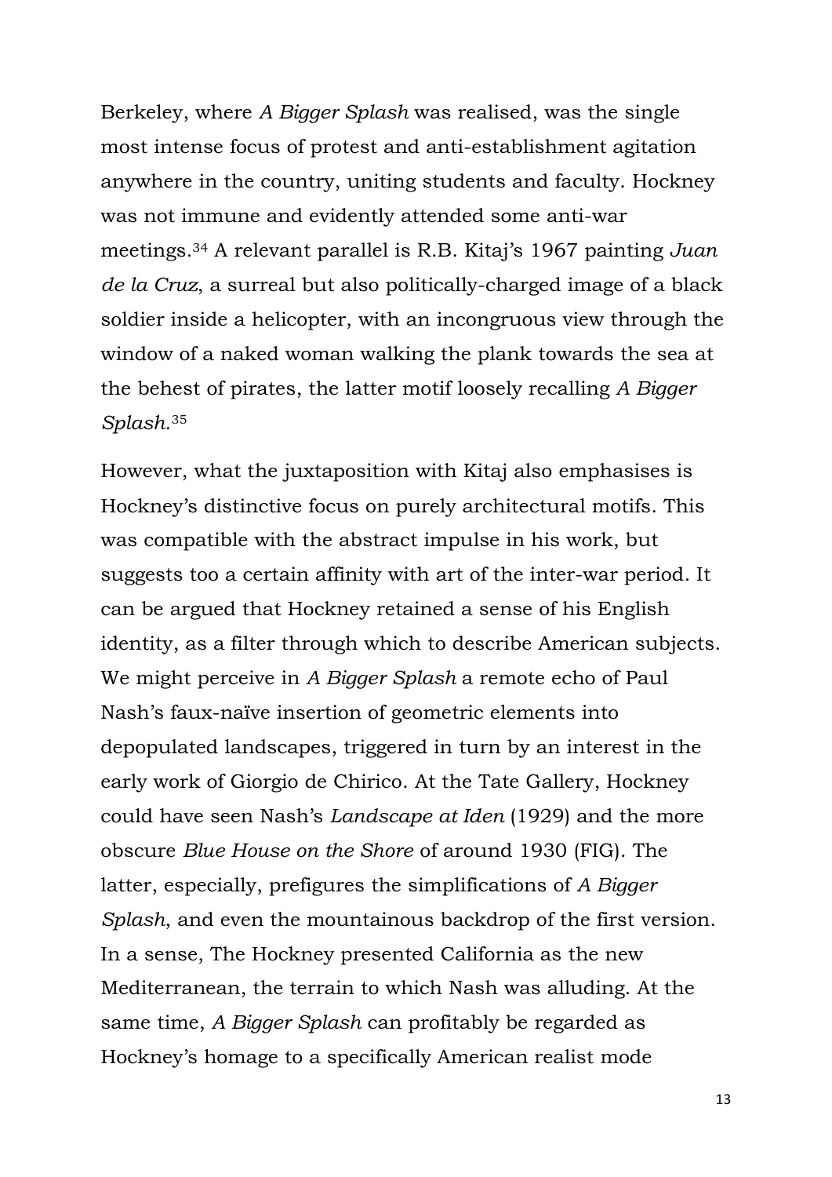Berkeley, where *A Bigger Splash* was realised, was the single most intense focus of protest and anti-establishment agitation anywhere in the country, uniting students and faculty. Hockney was not immune and evidently attended some anti-war meetings.[34] A relevant parallel is R.B. Kitaj's 1967 painting *Juan de la Cruz*, a surreal but also politically-charged image of a black soldier inside a helicopter, with an incongruous view through the window of a naked woman walking the plank towards the sea at the behest of pirates, the latter motif loosely recalling *A Bigger Splash*.[35]

However, what the juxtaposition with Kitaj also emphasises is Hockney's distinctive focus on purely architectural motifs. This was compatible with the abstract impulse in his work, but suggests too a certain affinity with art of the inter-war period. It can be argued that Hockney retained a sense of his English identity, as a filter through which to describe American subjects. We might perceive in *A Bigger Splash* a remote echo of Paul Nash's faux-naïve insertion of geometric elements into depopulated landscapes, triggered in turn by an interest in the early work of Giorgio de Chirico. At the Tate Gallery, Hockney could have seen Nash's *Landscape at Iden* (1929) and the more obscure *Blue House on the Shore* of around 1930 (FIG). The latter, especially, prefigures the simplifications of *A Bigger Splash*, and even the mountainous backdrop of the first version. In a sense, The Hockney presented California as the new Mediterranean, the terrain to which Nash was alluding. At the same time, *A Bigger Splash* can profitably be regarded as Hockney's homage to a specifically American realist mode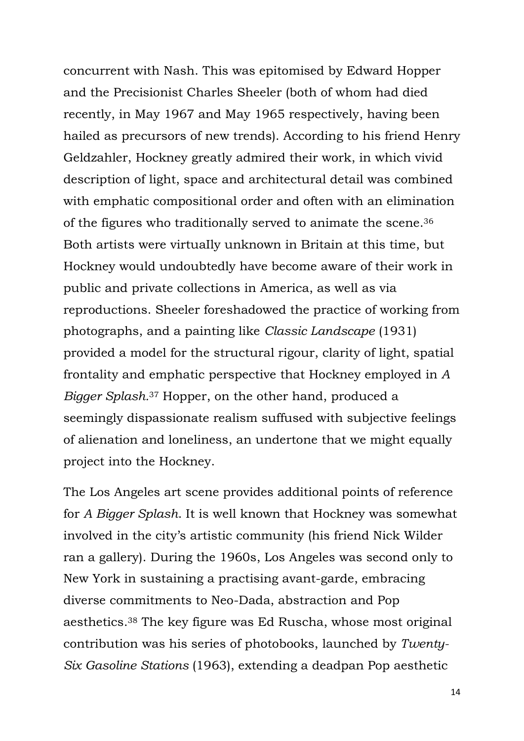concurrent with Nash. This was epitomised by Edward Hopper and the Precisionist Charles Sheeler (both of whom had died recently, in May 1967 and May 1965 respectively, having been hailed as precursors of new trends). According to his friend Henry Geldzahler, Hockney greatly admired their work, in which vivid description of light, space and architectural detail was combined with emphatic compositional order and often with an elimination of the figures who traditionally served to animate the scene.[36] Both artists were virtually unknown in Britain at this time, but Hockney would undoubtedly have become aware of their work in public and private collections in America, as well as via reproductions. Sheeler foreshadowed the practice of working from photographs, and a painting like *Classic Landscape* (1931) provided a model for the structural rigour, clarity of light, spatial frontality and emphatic perspective that Hockney employed in *A Bigger Splash*.[37] Hopper, on the other hand, produced a seemingly dispassionate realism suffused with subjective feelings of alienation and loneliness, an undertone that we might equally project into the Hockney.

The Los Angeles art scene provides additional points of reference for *A Bigger Splash*. It is well known that Hockney was somewhat involved in the city's artistic community (his friend Nick Wilder ran a gallery). During the 1960s, Los Angeles was second only to New York in sustaining a practising avant-garde, embracing diverse commitments to Neo-Dada, abstraction and Pop aesthetics.[38] The key figure was Ed Ruscha, whose most original contribution was his series of photobooks, launched by *Twenty-Six Gasoline Stations* (1963), extending a deadpan Pop aesthetic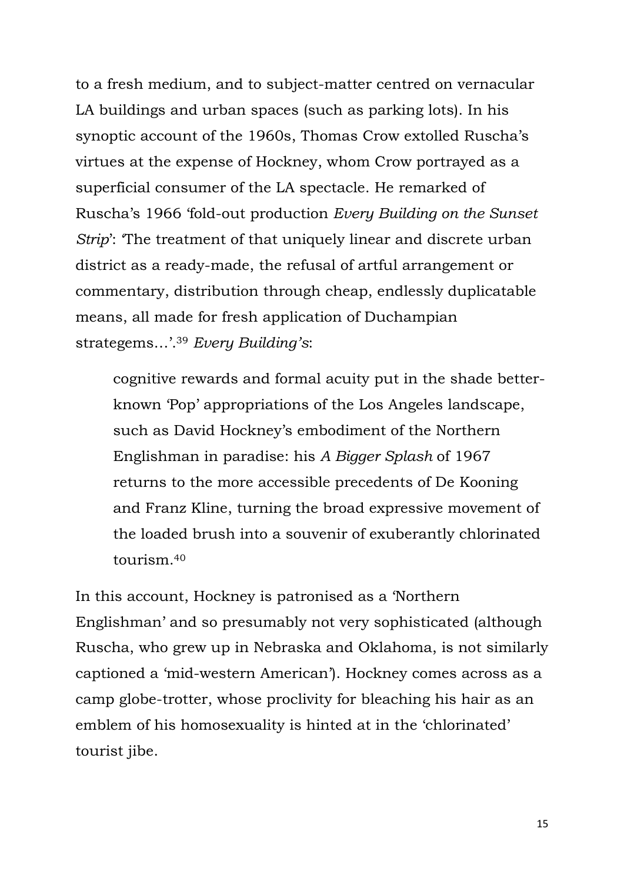to a fresh medium, and to subject-matter centred on vernacular LA buildings and urban spaces (such as parking lots). In his synoptic account of the 1960s, Thomas Crow extolled Ruscha's virtues at the expense of Hockney, whom Crow portrayed as a superficial consumer of the LA spectacle. He remarked of Ruscha's 1966 'fold-out production *Every Building on the Sunset Strip*': 'The treatment of that uniquely linear and discrete urban district as a ready-made, the refusal of artful arrangement or commentary, distribution through cheap, endlessly duplicatable means, all made for fresh application of Duchampian strategems…'.[39] *Every Building's*:

> cognitive rewards and formal acuity put in the shade better-known 'Pop' appropriations of the Los Angeles landscape, such as David Hockney's embodiment of the Northern Englishman in paradise: his *A Bigger Splash* of 1967 returns to the more accessible precedents of De Kooning and Franz Kline, turning the broad expressive movement of the loaded brush into a souvenir of exuberantly chlorinated tourism.[40]

In this account, Hockney is patronised as a 'Northern Englishman' and so presumably not very sophisticated (although Ruscha, who grew up in Nebraska and Oklahoma, is not similarly captioned a 'mid-western American'). Hockney comes across as a camp globe-trotter, whose proclivity for bleaching his hair as an emblem of his homosexuality is hinted at in the 'chlorinated' tourist jibe.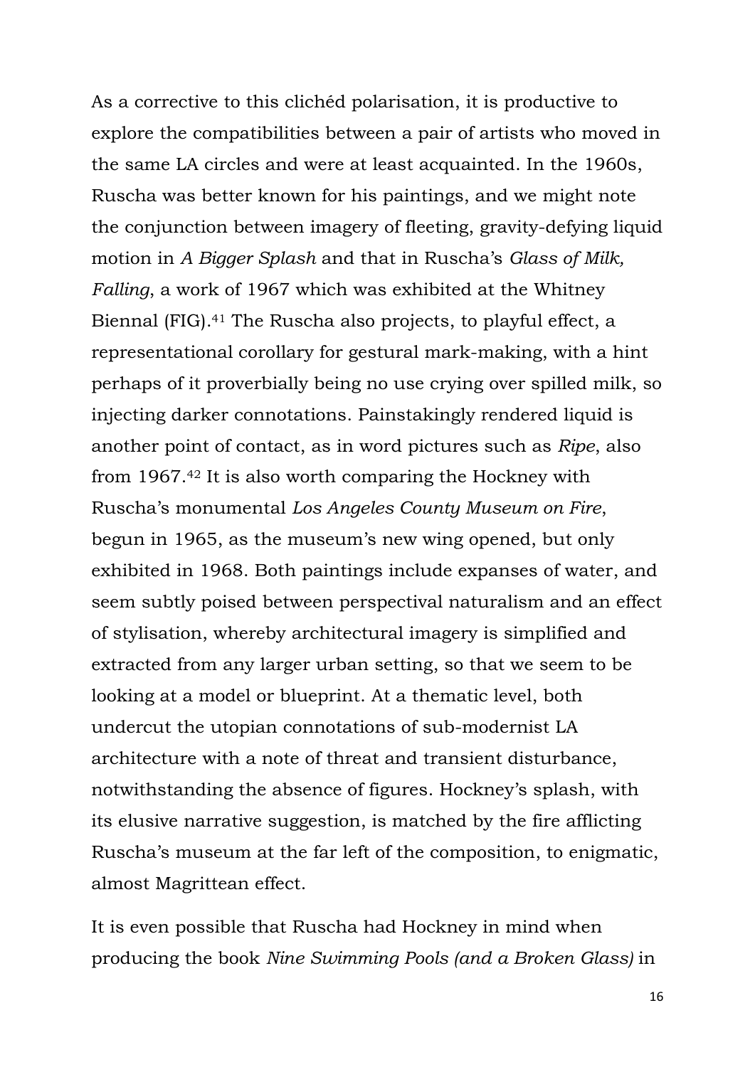As a corrective to this clichéd polarisation, it is productive to explore the compatibilities between a pair of artists who moved in the same LA circles and were at least acquainted. In the 1960s, Ruscha was better known for his paintings, and we might note the conjunction between imagery of fleeting, gravity-defying liquid motion in *A Bigger Splash* and that in Ruscha's *Glass of Milk, Falling*, a work of 1967 which was exhibited at the Whitney Biennal (FIG).[41] The Ruscha also projects, to playful effect, a representational corollary for gestural mark-making, with a hint perhaps of it proverbially being no use crying over spilled milk, so injecting darker connotations. Painstakingly rendered liquid is another point of contact, as in word pictures such as *Ripe*, also from 1967.[42] It is also worth comparing the Hockney with Ruscha's monumental *Los Angeles County Museum on Fire*, begun in 1965, as the museum's new wing opened, but only exhibited in 1968. Both paintings include expanses of water, and seem subtly poised between perspectival naturalism and an effect of stylisation, whereby architectural imagery is simplified and extracted from any larger urban setting, so that we seem to be looking at a model or blueprint. At a thematic level, both undercut the utopian connotations of sub-modernist LA architecture with a note of threat and transient disturbance, notwithstanding the absence of figures. Hockney's splash, with its elusive narrative suggestion, is matched by the fire afflicting Ruscha's museum at the far left of the composition, to enigmatic, almost Magrittean effect.

It is even possible that Ruscha had Hockney in mind when producing the book *Nine Swimming Pools (and a Broken Glass)* in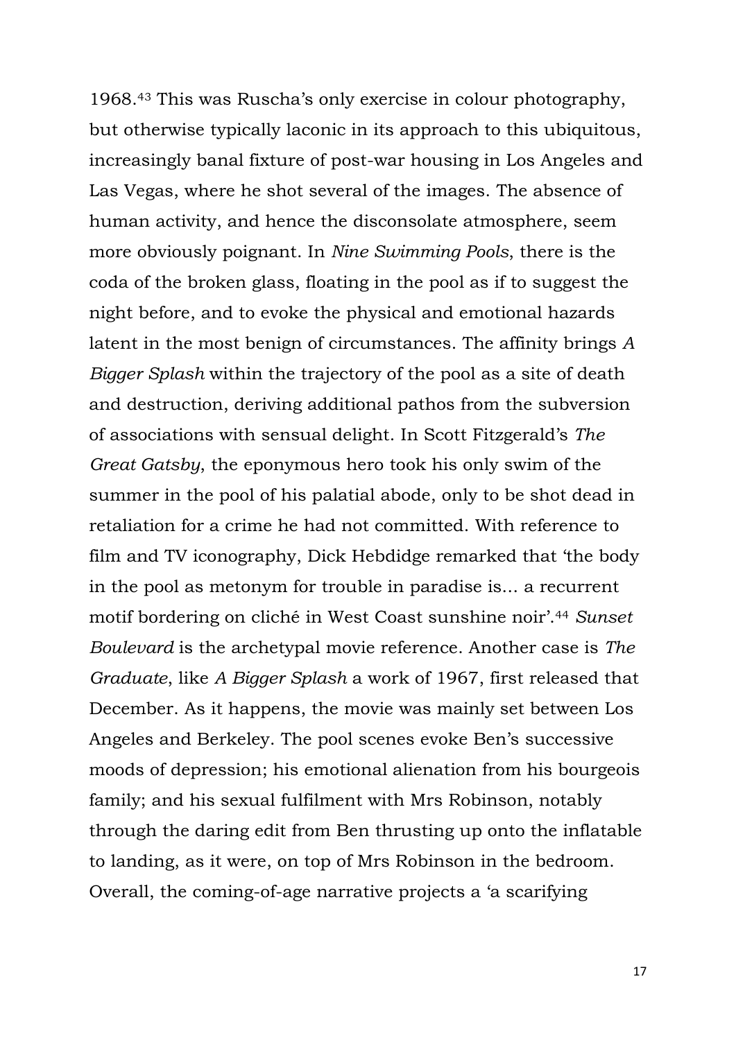1968.[43] This was Ruscha's only exercise in colour photography, but otherwise typically laconic in its approach to this ubiquitous, increasingly banal fixture of post-war housing in Los Angeles and Las Vegas, where he shot several of the images. The absence of human activity, and hence the disconsolate atmosphere, seem more obviously poignant. In *Nine Swimming Pools*, there is the coda of the broken glass, floating in the pool as if to suggest the night before, and to evoke the physical and emotional hazards latent in the most benign of circumstances. The affinity brings *A Bigger Splash* within the trajectory of the pool as a site of death and destruction, deriving additional pathos from the subversion of associations with sensual delight. In Scott Fitzgerald's *The Great Gatsby*, the eponymous hero took his only swim of the summer in the pool of his palatial abode, only to be shot dead in retaliation for a crime he had not committed. With reference to film and TV iconography, Dick Hebdidge remarked that 'the body in the pool as metonym for trouble in paradise is... a recurrent motif bordering on cliché in West Coast sunshine noir'.[44] *Sunset Boulevard* is the archetypal movie reference. Another case is *The Graduate*, like *A Bigger Splash* a work of 1967, first released that December. As it happens, the movie was mainly set between Los Angeles and Berkeley. The pool scenes evoke Ben's successive moods of depression; his emotional alienation from his bourgeois family; and his sexual fulfilment with Mrs Robinson, notably through the daring edit from Ben thrusting up onto the inflatable to landing, as it were, on top of Mrs Robinson in the bedroom. Overall, the coming-of-age narrative projects a 'a scarifying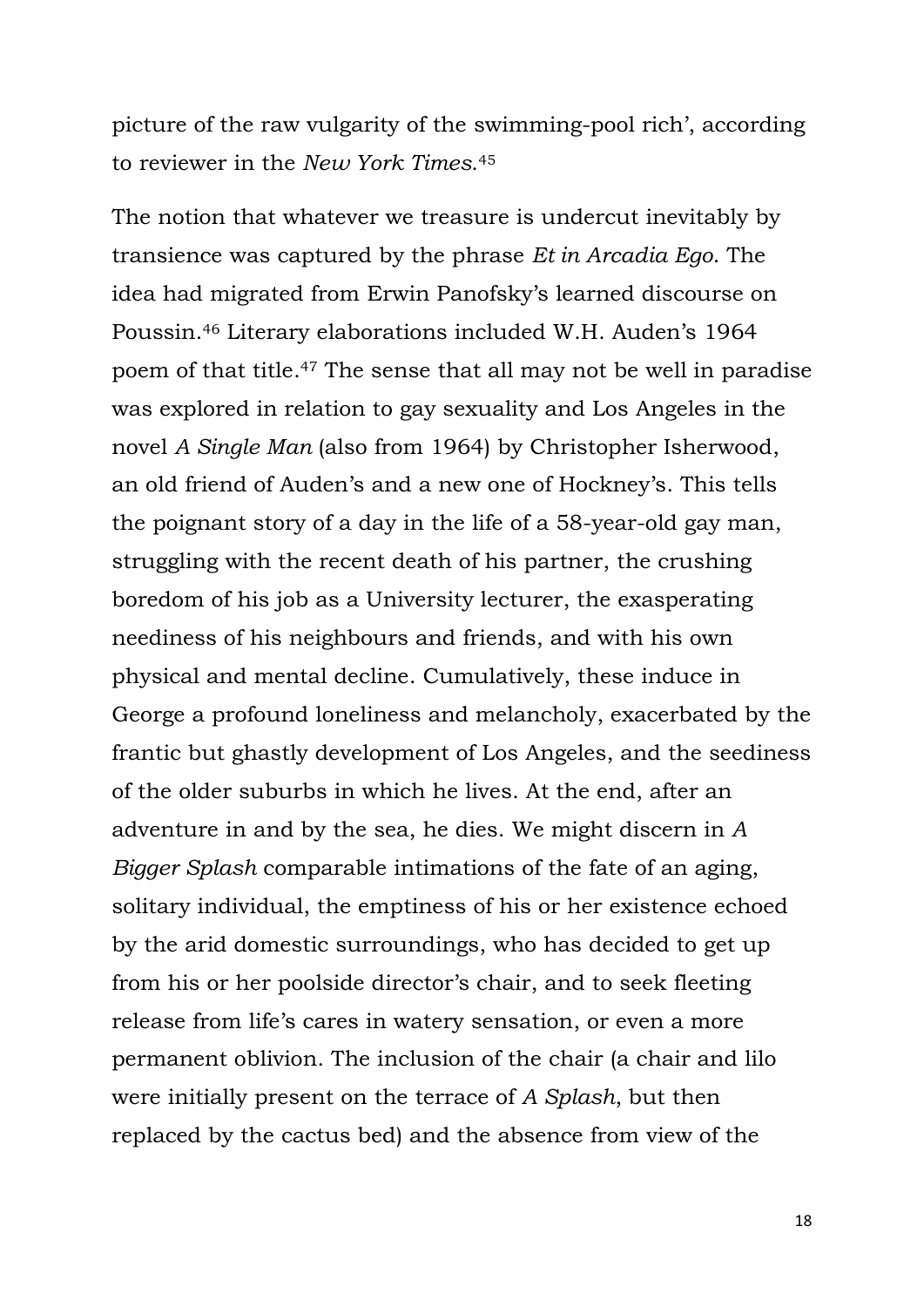picture of the raw vulgarity of the swimming-pool rich', according to reviewer in the *New York Times*.[45]

The notion that whatever we treasure is undercut inevitably by transience was captured by the phrase *Et in Arcadia Ego*. The idea had migrated from Erwin Panofsky's learned discourse on Poussin.[46] Literary elaborations included W.H. Auden's 1964 poem of that title.[47] The sense that all may not be well in paradise was explored in relation to gay sexuality and Los Angeles in the novel *A Single Man* (also from 1964) by Christopher Isherwood, an old friend of Auden's and a new one of Hockney's. This tells the poignant story of a day in the life of a 58-year-old gay man, struggling with the recent death of his partner, the crushing boredom of his job as a University lecturer, the exasperating neediness of his neighbours and friends, and with his own physical and mental decline. Cumulatively, these induce in George a profound loneliness and melancholy, exacerbated by the frantic but ghastly development of Los Angeles, and the seediness of the older suburbs in which he lives. At the end, after an adventure in and by the sea, he dies. We might discern in *A Bigger Splash* comparable intimations of the fate of an aging, solitary individual, the emptiness of his or her existence echoed by the arid domestic surroundings, who has decided to get up from his or her poolside director's chair, and to seek fleeting release from life's cares in watery sensation, or even a more permanent oblivion. The inclusion of the chair (a chair and lilo were initially present on the terrace of *A Splash*, but then replaced by the cactus bed) and the absence from view of the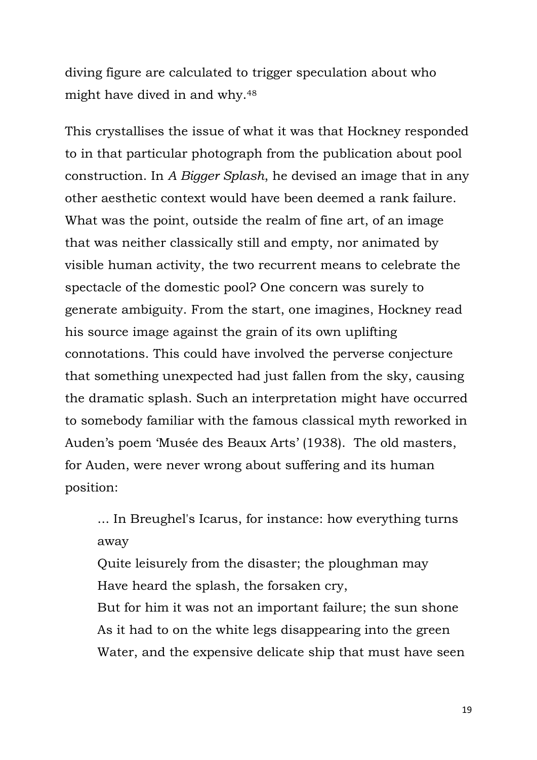diving figure are calculated to trigger speculation about who might have dived in and why.[48]

This crystallises the issue of what it was that Hockney responded to in that particular photograph from the publication about pool construction. In *A Bigger Splash*, he devised an image that in any other aesthetic context would have been deemed a rank failure. What was the point, outside the realm of fine art, of an image that was neither classically still and empty, nor animated by visible human activity, the two recurrent means to celebrate the spectacle of the domestic pool? One concern was surely to generate ambiguity. From the start, one imagines, Hockney read his source image against the grain of its own uplifting connotations. This could have involved the perverse conjecture that something unexpected had just fallen from the sky, causing the dramatic splash. Such an interpretation might have occurred to somebody familiar with the famous classical myth reworked in Auden's poem 'Musée des Beaux Arts' (1938). The old masters, for Auden, were never wrong about suffering and its human position:

> … In Breughel's Icarus, for instance: how everything turns away
> Quite leisurely from the disaster; the ploughman may
> Have heard the splash, the forsaken cry,
> But for him it was not an important failure; the sun shone
> As it had to on the white legs disappearing into the green
> Water, and the expensive delicate ship that must have seen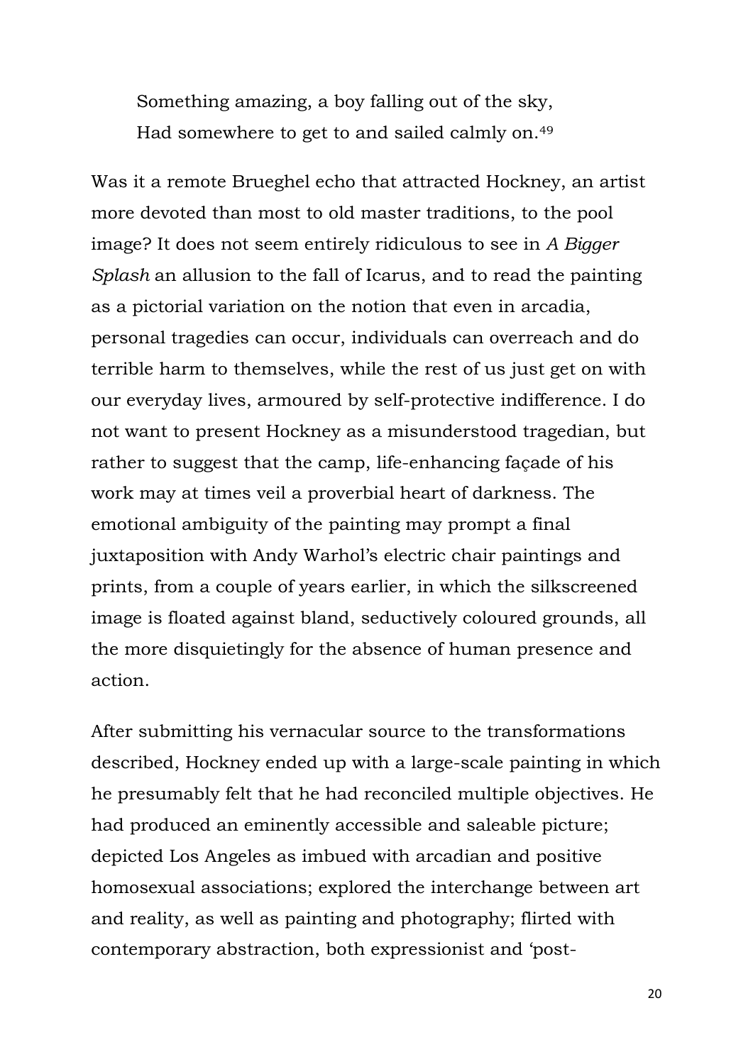> Something amazing, a boy falling out of the sky,
> Had somewhere to get to and sailed calmly on.[49]

Was it a remote Brueghel echo that attracted Hockney, an artist more devoted than most to old master traditions, to the pool image? It does not seem entirely ridiculous to see in *A Bigger Splash* an allusion to the fall of Icarus, and to read the painting as a pictorial variation on the notion that even in arcadia, personal tragedies can occur, individuals can overreach and do terrible harm to themselves, while the rest of us just get on with our everyday lives, armoured by self-protective indifference. I do not want to present Hockney as a misunderstood tragedian, but rather to suggest that the camp, life-enhancing façade of his work may at times veil a proverbial heart of darkness. The emotional ambiguity of the painting may prompt a final juxtaposition with Andy Warhol's electric chair paintings and prints, from a couple of years earlier, in which the silkscreened image is floated against bland, seductively coloured grounds, all the more disquietingly for the absence of human presence and action.

After submitting his vernacular source to the transformations described, Hockney ended up with a large-scale painting in which he presumably felt that he had reconciled multiple objectives. He had produced an eminently accessible and saleable picture; depicted Los Angeles as imbued with arcadian and positive homosexual associations; explored the interchange between art and reality, as well as painting and photography; flirted with contemporary abstraction, both expressionist and 'post-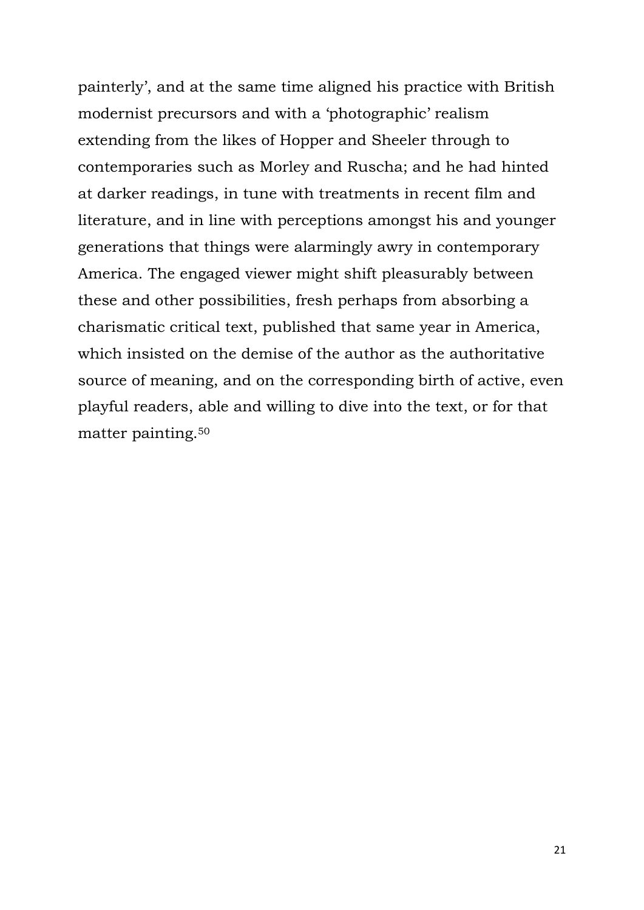painterly', and at the same time aligned his practice with British modernist precursors and with a 'photographic' realism extending from the likes of Hopper and Sheeler through to contemporaries such as Morley and Ruscha; and he had hinted at darker readings, in tune with treatments in recent film and literature, and in line with perceptions amongst his and younger generations that things were alarmingly awry in contemporary America. The engaged viewer might shift pleasurably between these and other possibilities, fresh perhaps from absorbing a charismatic critical text, published that same year in America, which insisted on the demise of the author as the authoritative source of meaning, and on the corresponding birth of active, even playful readers, able and willing to dive into the text, or for that matter painting.[50]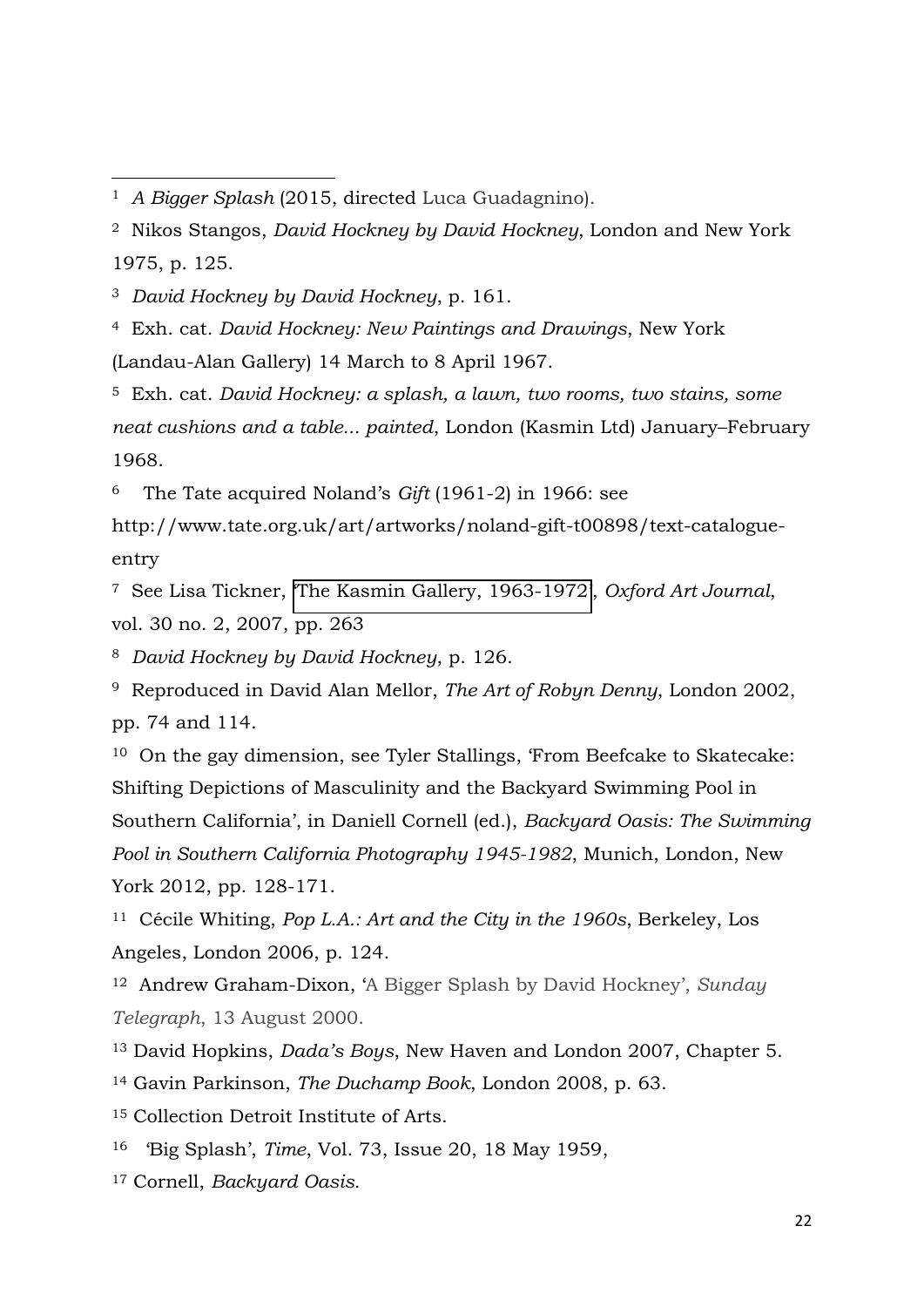[1] *A Bigger Splash* (2015, directed Luca Guadagnino).

[2] Nikos Stangos, *David Hockney by David Hockney*, London and New York 1975, p. 125.

[3] *David Hockney by David Hockney*, p. 161.

[4] Exh. cat. *David Hockney: New Paintings and Drawings*, New York (Landau-Alan Gallery) 14 March to 8 April 1967.

[5] Exh. cat. *David Hockney: a splash, a lawn, two rooms, two stains, some neat cushions and a table... painted*, London (Kasmin Ltd) January–February 1968.

[6] The Tate acquired Noland's *Gift* (1961-2) in 1966: see http://www.tate.org.uk/art/artworks/noland-gift-t00898/text-catalogue-entry

[7] See Lisa Tickner, 'The Kasmin Gallery, 1963-1972', *Oxford Art Journal*, vol. 30 no. 2, 2007, pp. 263

[8] *David Hockney by David Hockney*, p. 126.

[9] Reproduced in David Alan Mellor, *The Art of Robyn Denny*, London 2002, pp. 74 and 114.

[10] On the gay dimension, see Tyler Stallings, 'From Beefcake to Skatecake: Shifting Depictions of Masculinity and the Backyard Swimming Pool in Southern California', in Daniell Cornell (ed.), *Backyard Oasis: The Swimming Pool in Southern California Photography 1945-1982*, Munich, London, New York 2012, pp. 128-171.

[11] Cécile Whiting, *Pop L.A.: Art and the City in the 1960s*, Berkeley, Los Angeles, London 2006, p. 124.

[12] Andrew Graham-Dixon, 'A Bigger Splash by David Hockney', *Sunday Telegraph*, 13 August 2000.

[13] David Hopkins, *Dada's Boys*, New Haven and London 2007, Chapter 5.

[14] Gavin Parkinson, *The Duchamp Book*, London 2008, p. 63.

[15] Collection Detroit Institute of Arts.

[16] 'Big Splash', *Time*, Vol. 73, Issue 20, 18 May 1959,

[17] Cornell, *Backyard Oasis*.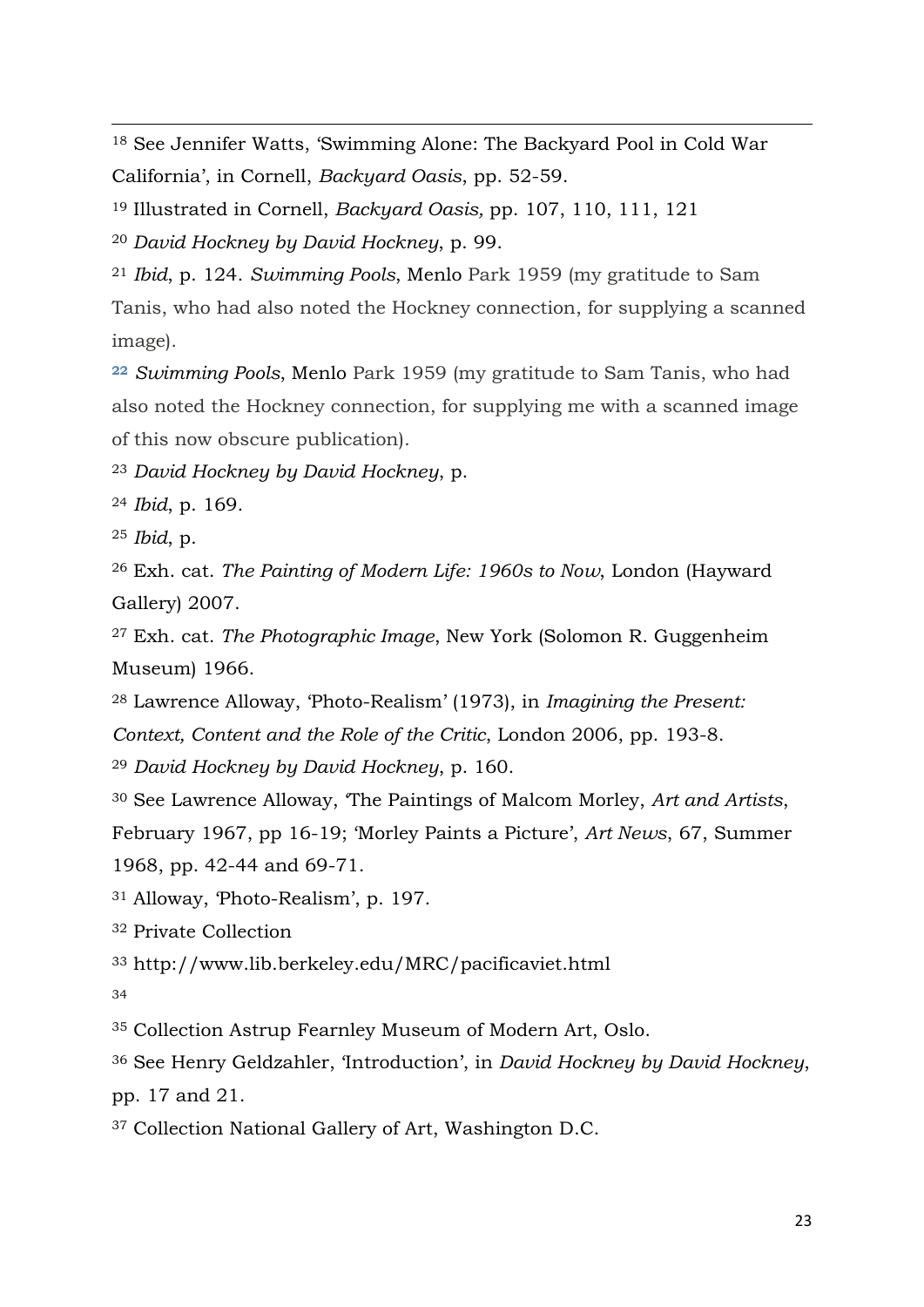[18] See Jennifer Watts, 'Swimming Alone: The Backyard Pool in Cold War California', in Cornell, *Backyard Oasis*, pp. 52-59.

[19] Illustrated in Cornell, *Backyard Oasis,* pp. 107, 110, 111, 121

[20] *David Hockney by David Hockney*, p. 99.

[21] *Ibid*, p. 124. *Swimming Pools*, Menlo Park 1959 (my gratitude to Sam Tanis, who had also noted the Hockney connection, for supplying a scanned image).

[22] *Swimming Pools*, Menlo Park 1959 (my gratitude to Sam Tanis, who had also noted the Hockney connection, for supplying me with a scanned image of this now obscure publication).

[23] *David Hockney by David Hockney*, p.

[24] *Ibid*, p. 169.

[25] *Ibid*, p.

[26] Exh. cat. *The Painting of Modern Life: 1960s to Now*, London (Hayward Gallery) 2007.

[27] Exh. cat. *The Photographic Image*, New York (Solomon R. Guggenheim Museum) 1966.

[28] Lawrence Alloway, 'Photo-Realism' (1973), in *Imagining the Present: Context, Content and the Role of the Critic*, London 2006, pp. 193-8.

[29] *David Hockney by David Hockney*, p. 160.

[30] See Lawrence Alloway, 'The Paintings of Malcom Morley, *Art and Artists*, February 1967, pp 16-19; 'Morley Paints a Picture', *Art News*, 67, Summer 1968, pp. 42-44 and 69-71.

[31] Alloway, 'Photo-Realism', p. 197.

[32] Private Collection

[33] http://www.lib.berkeley.edu/MRC/pacificaviet.html

[34]

[35] Collection Astrup Fearnley Museum of Modern Art, Oslo.

[36] See Henry Geldzahler, 'Introduction', in *David Hockney by David Hockney*, pp. 17 and 21.

[37] Collection National Gallery of Art, Washington D.C.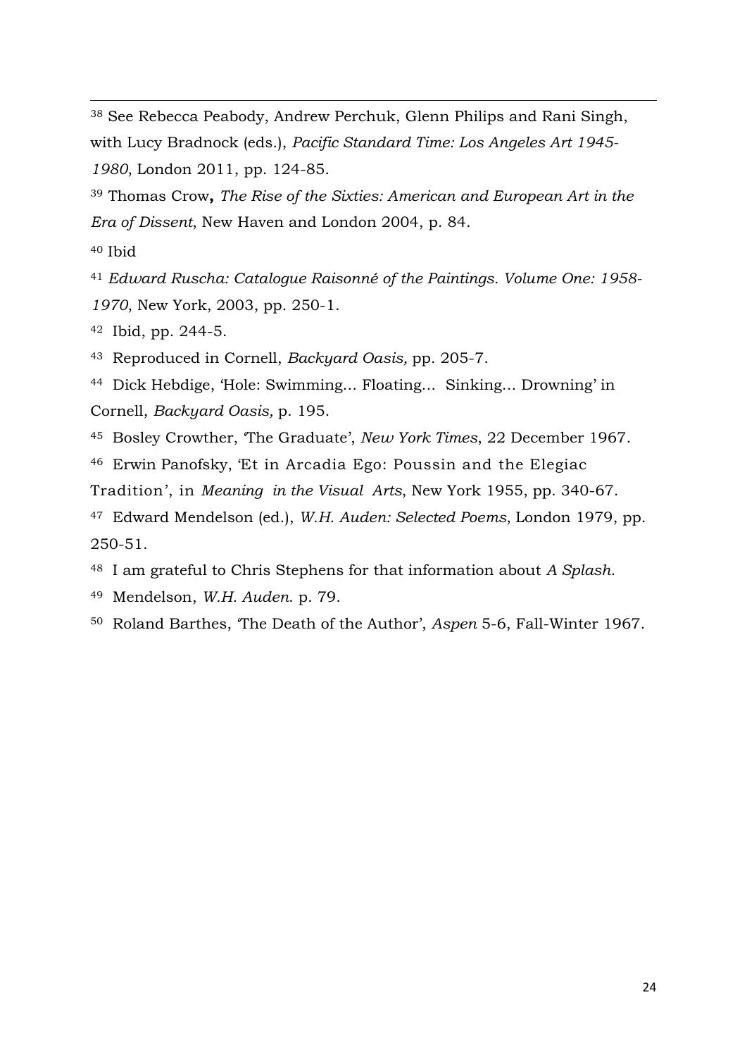[38] See Rebecca Peabody, Andrew Perchuk, Glenn Philips and Rani Singh, with Lucy Bradnock (eds.), *Pacific Standard Time: Los Angeles Art 1945-1980*, London 2011, pp. 124-85.

[39] Thomas Crow**,** *The Rise of the Sixties: American and European Art in the Era of Dissent*, New Haven and London 2004, p. 84.

[40] Ibid

[41] *Edward Ruscha: Catalogue Raisonné of the Paintings. Volume One: 1958-1970*, New York, 2003, pp. 250-1.

[42] Ibid, pp. 244-5.

[43] Reproduced in Cornell, *Backyard Oasis,* pp. 205-7.

[44] Dick Hebdige, 'Hole: Swimming... Floating... Sinking... Drowning' in Cornell, *Backyard Oasis,* p. 195.

[45] Bosley Crowther, 'The Graduate', *New York Times*, 22 December 1967.

[46] Erwin Panofsky, 'Et in Arcadia Ego: Poussin and the Elegiac Tradition', in *Meaning in the Visual Arts*, New York 1955, pp. 340-67.

[47] Edward Mendelson (ed.), *W.H. Auden: Selected Poems*, London 1979, pp. 250-51.

[48] I am grateful to Chris Stephens for that information about *A Splash*.

[49] Mendelson, *W.H. Auden*. p. 79.

[50] Roland Barthes, 'The Death of the Author', *Aspen* 5-6, Fall-Winter 1967.